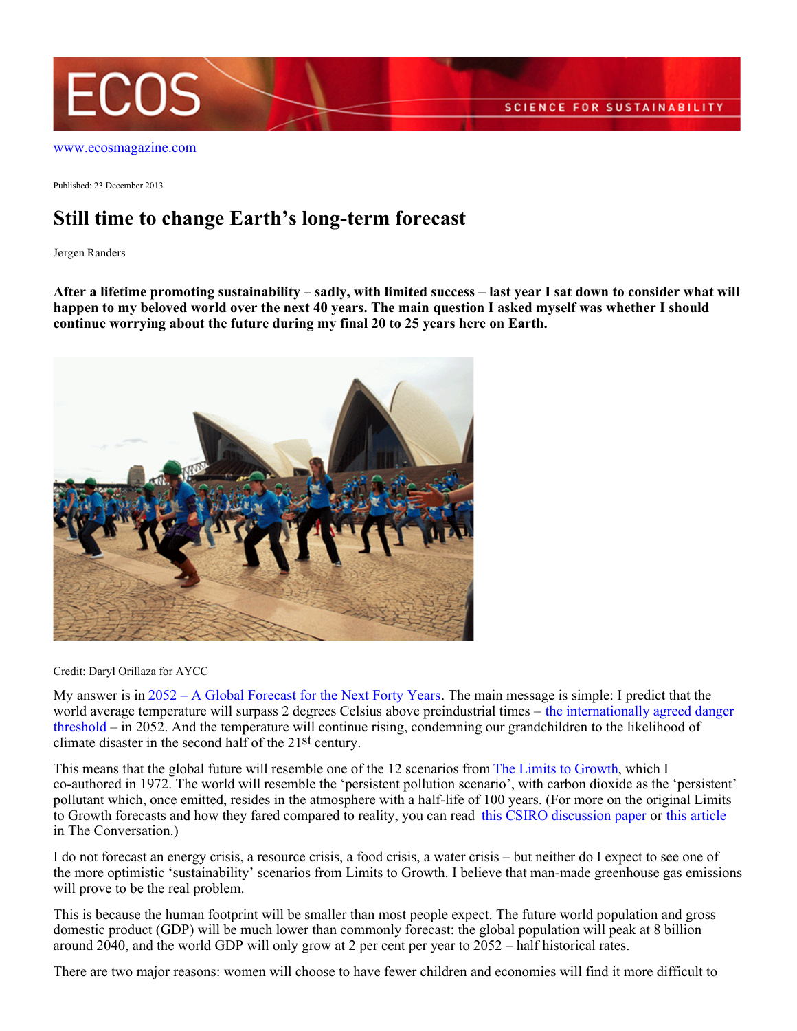www.ecosmagazine.com

Published: 23 December 2013

# Still time to change Earth's long-term forecast

Jørgen Randers

**After a lifetime promoting sustainability – sadly, with limited success – last year I sat down to consider what will happen to my beloved world over the next 40 years. The main question I asked myself was whether I should continue worrying about the future during my final 20 to 25 years here on Earth.**

Credit: Daryl Orillaza for AYCC

My answer is in 2052 – A Global Forecast for the Next Forty Years. The main message is simple: I predict that the world average temperature will surpass 2 degrees Celsius above preindustrial times – the internationally agreed danger threshold – in 2052. And the temperature will continue rising, condemning our grandchildren to the likelihood of climate disaster in the second half of the 21st century.

This means that the global future will resemble one of the 12 scenarios from The Limits to Growth, which I co-authored in 1972. The world will resemble the 'persistent pollution scenario', with carbon dioxide as the 'persistent' pollutant which, once emitted, resides in the atmosphere with a half-life of 100 years. (For more on the original Limits to Growth forecasts and how they fared compared to reality, you can read this CSIRO discussion paper or this article in The Conversation.)

I do not forecast an energy crisis, a resource crisis, a food crisis, a water crisis – but neither do I expect to see one of the more optimistic 'sustainability' scenarios from Limits to Growth. I believe that man-made greenhouse gas emissions will prove to be the real problem.

This is because the human footprint will be smaller than most people expect. The future world population and gross domestic product (GDP) will be much lower than commonly forecast: the global population will peak at 8 billion around 2040, and the world GDP will only grow at 2 per cent per year to 2052 – half historical rates.

There are two major reasons: women will choose to have fewer children and economies will find it more difficult to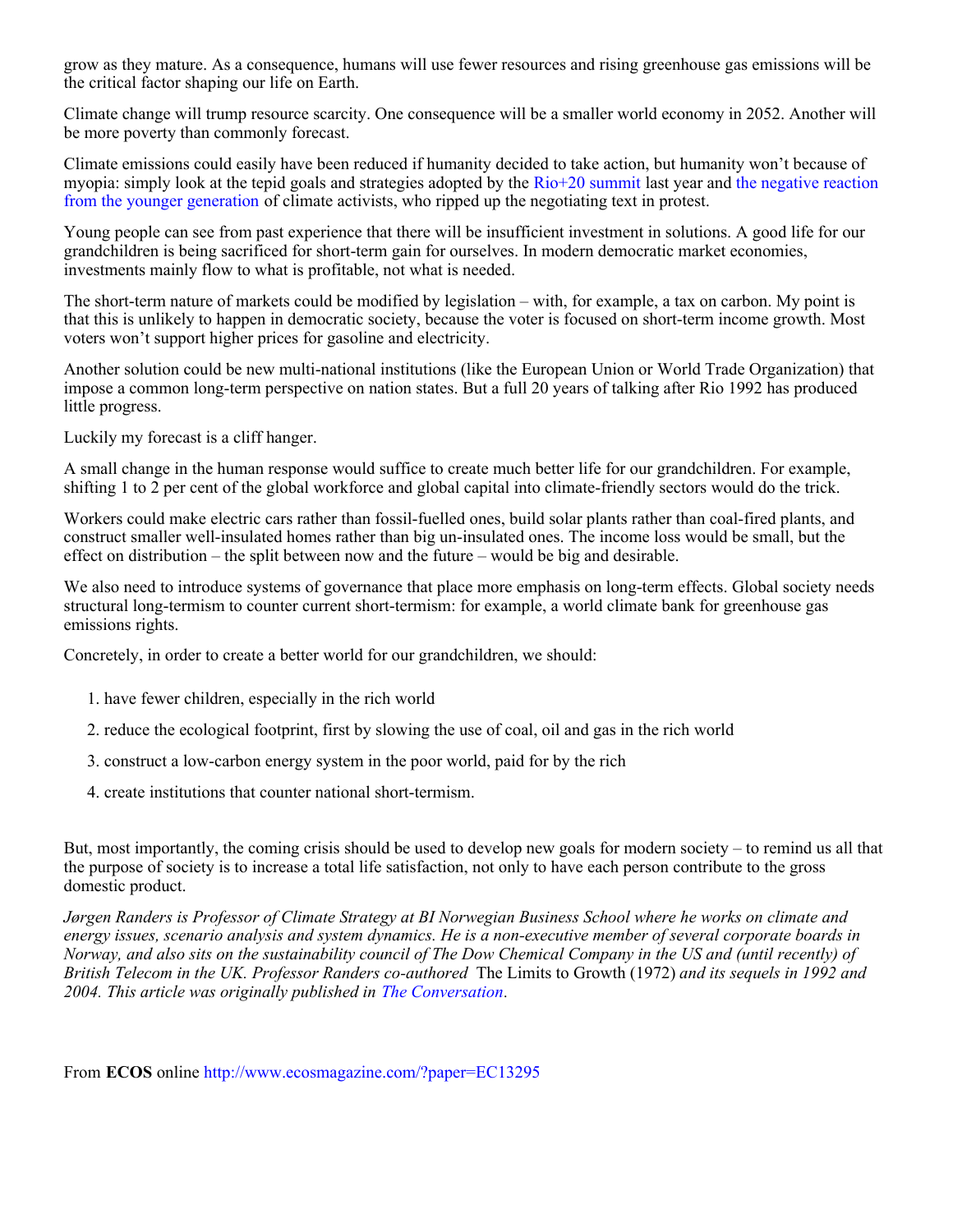grow as they mature. As a consequence, humans will use fewer resources and rising greenhouse gas emissions will be the critical factor shaping our life on Earth.

Climate change will trump resource scarcity. One consequence will be a smaller world economy in 2052. Another will be more poverty than commonly forecast.

Climate emissions could easily have been reduced if humanity decided to take action, but humanity won't because of myopia: simply look at the tepid goals and strategies adopted by the Rio+20 summit last year and the negative reaction from the younger generation of climate activists, who ripped up the negotiating text in protest.

Young people can see from past experience that there will be insufficient investment in solutions. A good life for our grandchildren is being sacrificed for short-term gain for ourselves. In modern democratic market economies, investments mainly flow to what is profitable, not what is needed.

The short-term nature of markets could be modified by legislation – with, for example, a tax on carbon. My point is that this is unlikely to happen in democratic society, because the voter is focused on short-term income growth. Most voters won't support higher prices for gasoline and electricity.

Another solution could be new multi-national institutions (like the European Union or World Trade Organization) that impose a common long-term perspective on nation states. But a full 20 years of talking after Rio 1992 has produced little progress.

Luckily my forecast is a cliff hanger.

A small change in the human response would suffice to create much better life for our grandchildren. For example, shifting 1 to 2 per cent of the global workforce and global capital into climate-friendly sectors would do the trick.

Workers could make electric cars rather than fossil-fuelled ones, build solar plants rather than coal-fired plants, and construct smaller well-insulated homes rather than big un-insulated ones. The income loss would be small, but the effect on distribution – the split between now and the future – would be big and desirable.

We also need to introduce systems of governance that place more emphasis on long-term effects. Global society needs structural long-termism to counter current short-termism: for example, a world climate bank for greenhouse gas emissions rights.

Concretely, in order to create a better world for our grandchildren, we should:

1. have fewer children, especially in the rich world
2. reduce the ecological footprint, first by slowing the use of coal, oil and gas in the rich world
3. construct a low-carbon energy system in the poor world, paid for by the rich
4. create institutions that counter national short-termism.

But, most importantly, the coming crisis should be used to develop new goals for modern society – to remind us all that the purpose of society is to increase a total life satisfaction, not only to have each person contribute to the gross domestic product.

*Jørgen Randers is Professor of Climate Strategy at BI Norwegian Business School where he works on climate and energy issues, scenario analysis and system dynamics. He is a non-executive member of several corporate boards in Norway, and also sits on the sustainability council of The Dow Chemical Company in the US and (until recently) of British Telecom in the UK. Professor Randers co-authored* The Limits to Growth (1972) *and its sequels in 1992 and 2004. This article was originally published in The Conversation.*

From **ECOS** online http://www.ecosmagazine.com/?paper=EC13295